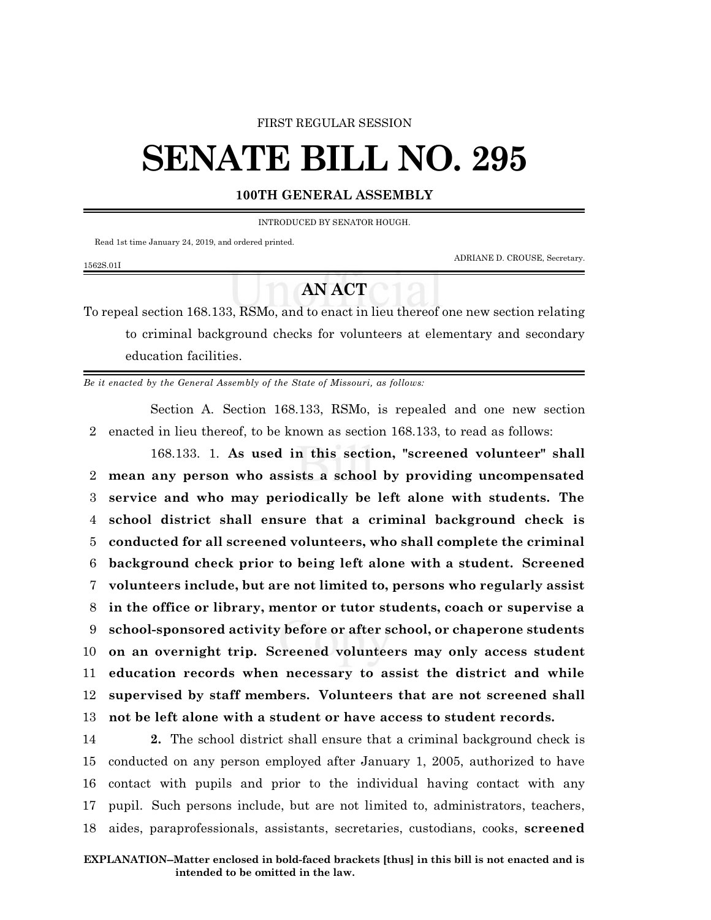FIRST REGULAR SESSION

# SENATE BILL NO. 295

**100TH GENERAL ASSEMBLY**

INTRODUCED BY SENATOR HOUGH.

Read 1st time January 24, 2019, and ordered printed.

ADRIANE D. CROUSE, Secretary.

1562S.01I

## AN ACT

To repeal section 168.133, RSMo, and to enact in lieu thereof one new section relating to criminal background checks for volunteers at elementary and secondary education facilities.

*Be it enacted by the General Assembly of the State of Missouri, as follows:*

Section A. Section 168.133, RSMo, is repealed and one new section enacted in lieu thereof, to be known as section 168.133, to read as follows:

168.133. 1. **As used in this section, "screened volunteer" shall mean any person who assists a school by providing uncompensated service and who may periodically be left alone with students. The school district shall ensure that a criminal background check is conducted for all screened volunteers, who shall complete the criminal background check prior to being left alone with a student. Screened volunteers include, but are not limited to, persons who regularly assist in the office or library, mentor or tutor students, coach or supervise a school-sponsored activity before or after school, or chaperone students on an overnight trip. Screened volunteers may only access student education records when necessary to assist the district and while supervised by staff members. Volunteers that are not screened shall not be left alone with a student or have access to student records.**

**2.** The school district shall ensure that a criminal background check is conducted on any person employed after January 1, 2005, authorized to have contact with pupils and prior to the individual having contact with any pupil. Such persons include, but are not limited to, administrators, teachers, aides, paraprofessionals, assistants, secretaries, custodians, cooks, **screened**

**EXPLANATION–Matter enclosed in bold-faced brackets [thus] in this bill is not enacted and is intended to be omitted in the law.**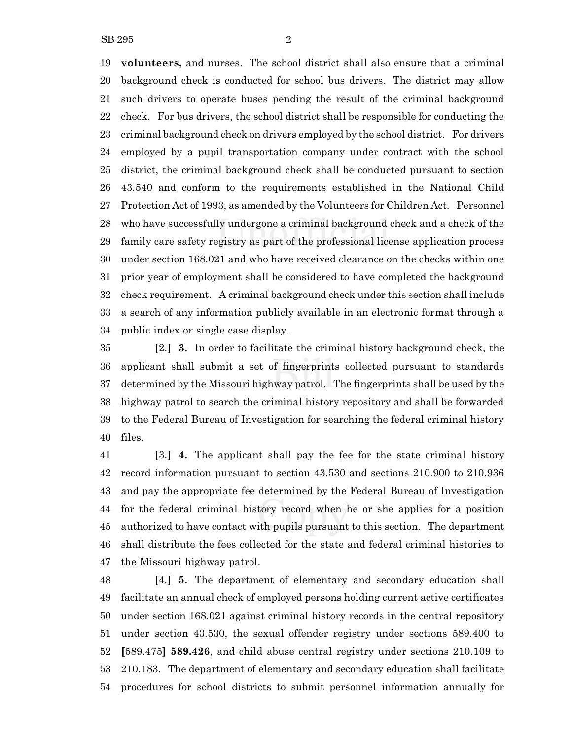19 **volunteers,** and nurses. The school district shall also ensure that a criminal
20 background check is conducted for school bus drivers. The district may allow
21 such drivers to operate buses pending the result of the criminal background
22 check. For bus drivers, the school district shall be responsible for conducting the
23 criminal background check on drivers employed by the school district. For drivers
24 employed by a pupil transportation company under contract with the school
25 district, the criminal background check shall be conducted pursuant to section
26 43.540 and conform to the requirements established in the National Child
27 Protection Act of 1993, as amended by the Volunteers for Children Act. Personnel
28 who have successfully undergone a criminal background check and a check of the
29 family care safety registry as part of the professional license application process
30 under section 168.021 and who have received clearance on the checks within one
31 prior year of employment shall be considered to have completed the background
32 check requirement. A criminal background check under this section shall include
33 a search of any information publicly available in an electronic format through a
34 public index or single case display.

35 **[**2.**]** **3.** In order to facilitate the criminal history background check, the
36 applicant shall submit a set of fingerprints collected pursuant to standards
37 determined by the Missouri highway patrol. The fingerprints shall be used by the
38 highway patrol to search the criminal history repository and shall be forwarded
39 to the Federal Bureau of Investigation for searching the federal criminal history
40 files.

41 **[**3.**]** **4.** The applicant shall pay the fee for the state criminal history
42 record information pursuant to section 43.530 and sections 210.900 to 210.936
43 and pay the appropriate fee determined by the Federal Bureau of Investigation
44 for the federal criminal history record when he or she applies for a position
45 authorized to have contact with pupils pursuant to this section. The department
46 shall distribute the fees collected for the state and federal criminal histories to
47 the Missouri highway patrol.

48 **[**4.**]** **5.** The department of elementary and secondary education shall
49 facilitate an annual check of employed persons holding current active certificates
50 under section 168.021 against criminal history records in the central repository
51 under section 43.530, the sexual offender registry under sections 589.400 to
52 **[**589.475**]** **589.426**, and child abuse central registry under sections 210.109 to
53 210.183. The department of elementary and secondary education shall facilitate
54 procedures for school districts to submit personnel information annually for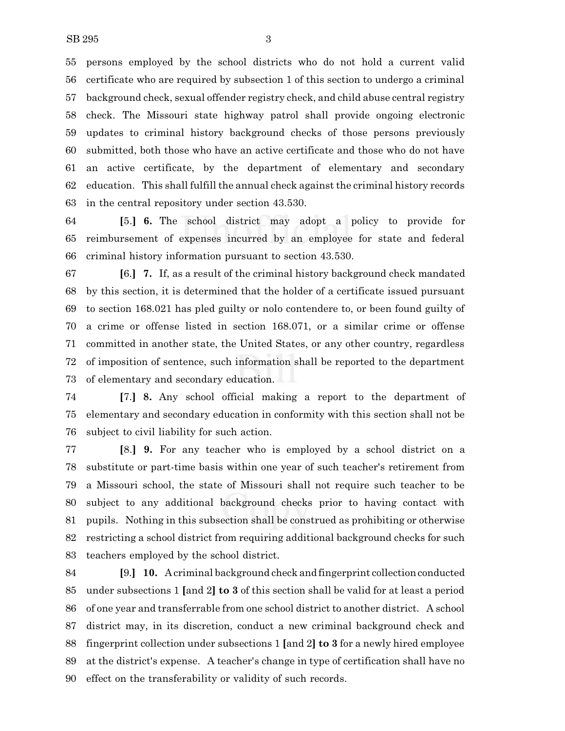persons employed by the school districts who do not hold a current valid certificate who are required by subsection 1 of this section to undergo a criminal background check, sexual offender registry check, and child abuse central registry check. The Missouri state highway patrol shall provide ongoing electronic updates to criminal history background checks of those persons previously submitted, both those who have an active certificate and those who do not have an active certificate, by the department of elementary and secondary education. This shall fulfill the annual check against the criminal history records in the central repository under section 43.530.

[5.] **6.** The school district may adopt a policy to provide for reimbursement of expenses incurred by an employee for state and federal criminal history information pursuant to section 43.530.

[6.] **7.** If, as a result of the criminal history background check mandated by this section, it is determined that the holder of a certificate issued pursuant to section 168.021 has pled guilty or nolo contendere to, or been found guilty of a crime or offense listed in section 168.071, or a similar crime or offense committed in another state, the United States, or any other country, regardless of imposition of sentence, such information shall be reported to the department of elementary and secondary education.

[7.] **8.** Any school official making a report to the department of elementary and secondary education in conformity with this section shall not be subject to civil liability for such action.

[8.] **9.** For any teacher who is employed by a school district on a substitute or part-time basis within one year of such teacher's retirement from a Missouri school, the state of Missouri shall not require such teacher to be subject to any additional background checks prior to having contact with pupils. Nothing in this subsection shall be construed as prohibiting or otherwise restricting a school district from requiring additional background checks for such teachers employed by the school district.

[9.] **10.** A criminal background check and fingerprint collection conducted under subsections 1 [and 2] **to 3** of this section shall be valid for at least a period of one year and transferrable from one school district to another district. A school district may, in its discretion, conduct a new criminal background check and fingerprint collection under subsections 1 [and 2] **to 3** for a newly hired employee at the district's expense. A teacher's change in type of certification shall have no effect on the transferability or validity of such records.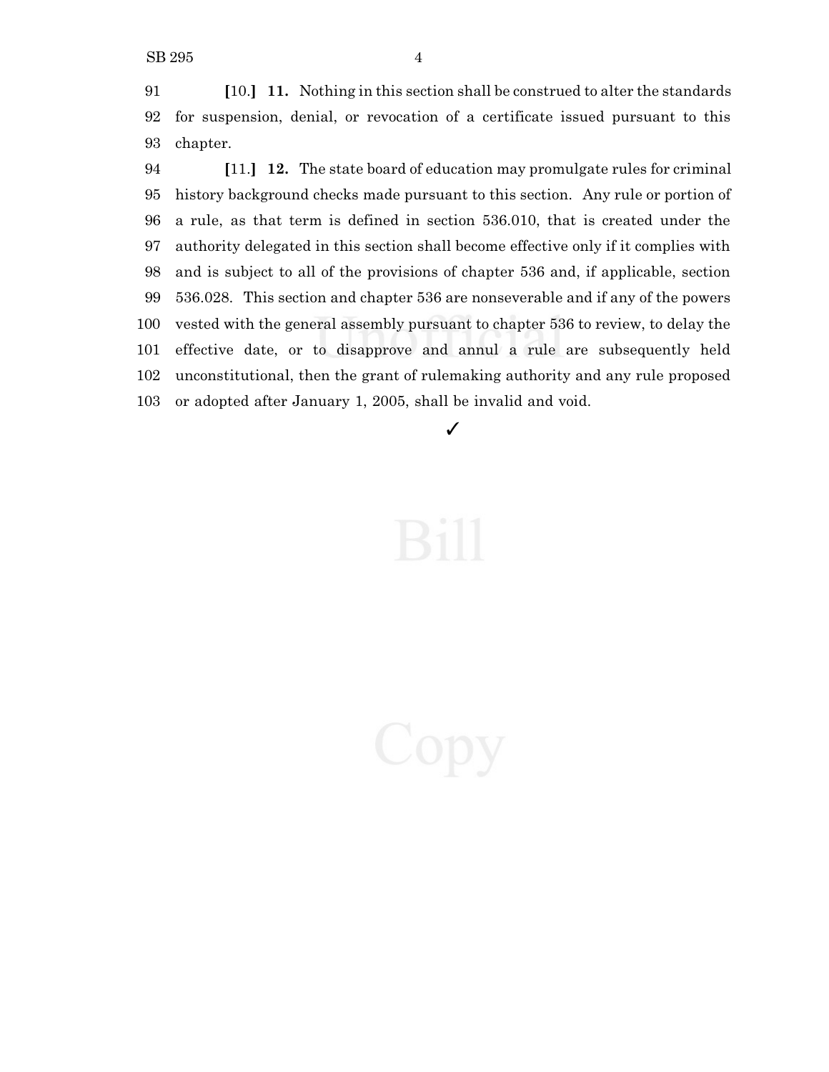**[**10.**]** **11.** Nothing in this section shall be construed to alter the standards for suspension, denial, or revocation of a certificate issued pursuant to this chapter.

**[**11.**]** **12.** The state board of education may promulgate rules for criminal history background checks made pursuant to this section. Any rule or portion of a rule, as that term is defined in section 536.010, that is created under the authority delegated in this section shall become effective only if it complies with and is subject to all of the provisions of chapter 536 and, if applicable, section 536.028. This section and chapter 536 are nonseverable and if any of the powers vested with the general assembly pursuant to chapter 536 to review, to delay the effective date, or to disapprove and annul a rule are subsequently held unconstitutional, then the grant of rulemaking authority and any rule proposed or adopted after January 1, 2005, shall be invalid and void.

✓